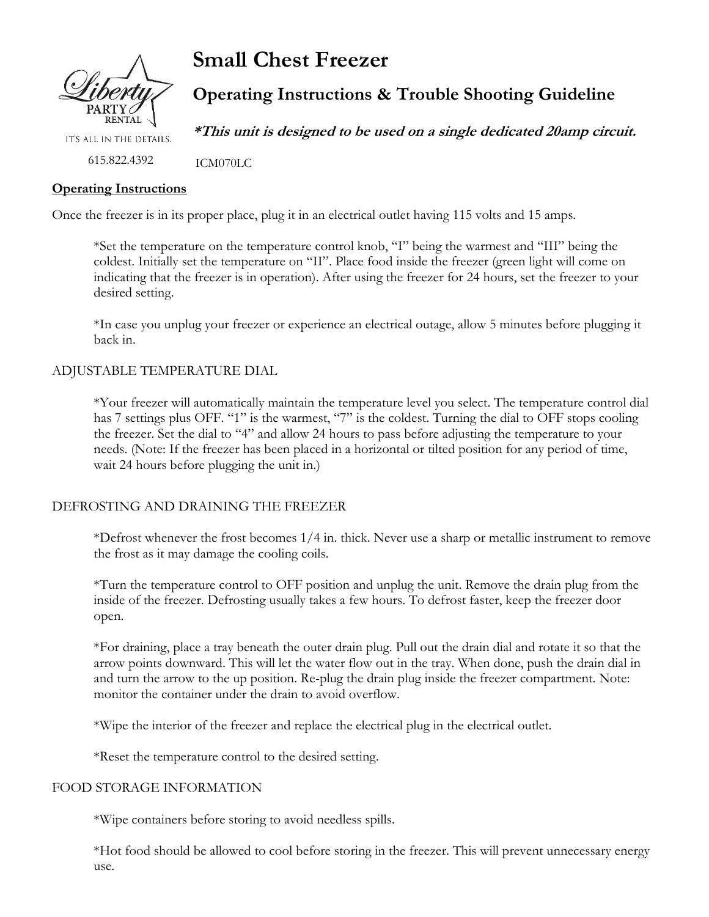# Small Chest Freezer

## Operating Instructions & Trouble Shooting Guideline

***This unit is designed to be used on a single dedicated 20amp circuit.**

Liberty PARTY RENTAL

IT'S ALL IN THE DETAILS.

615.822.4392

ICM070LC

**Operating Instructions**

Once the freezer is in its proper place, plug it in an electrical outlet having 115 volts and 15 amps.

*Set the temperature on the temperature control knob, "I" being the warmest and "III" being the coldest. Initially set the temperature on "II". Place food inside the freezer (green light will come on indicating that the freezer is in operation). After using the freezer for 24 hours, set the freezer to your desired setting.

*In case you unplug your freezer or experience an electrical outage, allow 5 minutes before plugging it back in.

ADJUSTABLE TEMPERATURE DIAL

*Your freezer will automatically maintain the temperature level you select. The temperature control dial has 7 settings plus OFF. "1" is the warmest, "7" is the coldest. Turning the dial to OFF stops cooling the freezer. Set the dial to "4" and allow 24 hours to pass before adjusting the temperature to your needs. (Note: If the freezer has been placed in a horizontal or tilted position for any period of time, wait 24 hours before plugging the unit in.)

DEFROSTING AND DRAINING THE FREEZER

*Defrost whenever the frost becomes 1/4 in. thick. Never use a sharp or metallic instrument to remove the frost as it may damage the cooling coils.

*Turn the temperature control to OFF position and unplug the unit. Remove the drain plug from the inside of the freezer. Defrosting usually takes a few hours. To defrost faster, keep the freezer door open.

*For draining, place a tray beneath the outer drain plug. Pull out the drain dial and rotate it so that the arrow points downward. This will let the water flow out in the tray. When done, push the drain dial in and turn the arrow to the up position. Re-plug the drain plug inside the freezer compartment. Note: monitor the container under the drain to avoid overflow.

*Wipe the interior of the freezer and replace the electrical plug in the electrical outlet.

*Reset the temperature control to the desired setting.

FOOD STORAGE INFORMATION

*Wipe containers before storing to avoid needless spills.

*Hot food should be allowed to cool before storing in the freezer. This will prevent unnecessary energy use.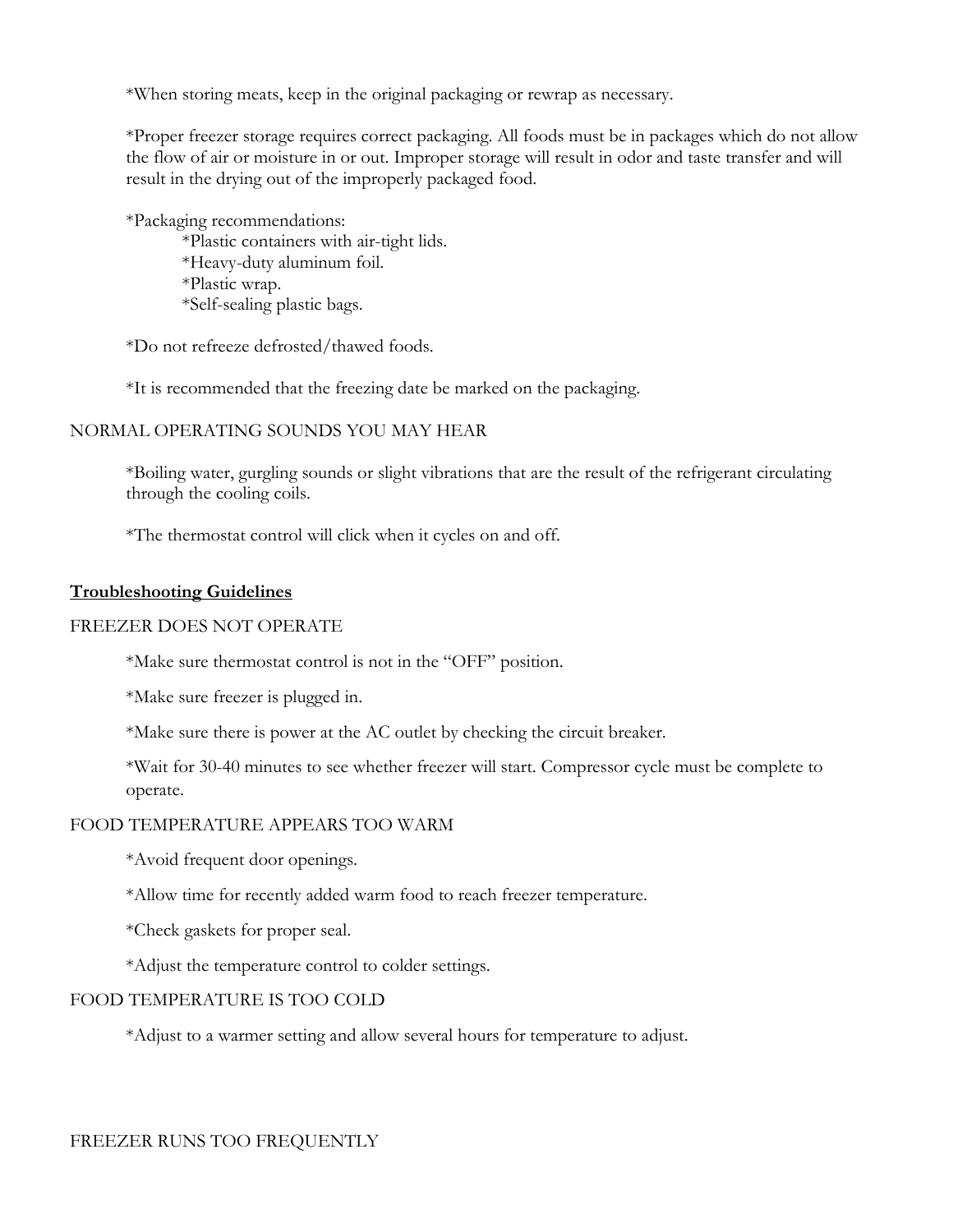*When storing meats, keep in the original packaging or rewrap as necessary.

*Proper freezer storage requires correct packaging. All foods must be in packages which do not allow the flow of air or moisture in or out. Improper storage will result in odor and taste transfer and will result in the drying out of the improperly packaged food.

*Packaging recommendations:

*Plastic containers with air-tight lids.

*Heavy-duty aluminum foil.

*Plastic wrap.

*Self-sealing plastic bags.

*Do not refreeze defrosted/thawed foods.

*It is recommended that the freezing date be marked on the packaging.

### NORMAL OPERATING SOUNDS YOU MAY HEAR

*Boiling water, gurgling sounds or slight vibrations that are the result of the refrigerant circulating through the cooling coils.

*The thermostat control will click when it cycles on and off.

## **<u>Troubleshooting Guidelines</u>**

### FREEZER DOES NOT OPERATE

*Make sure thermostat control is not in the "OFF" position.

*Make sure freezer is plugged in.

*Make sure there is power at the AC outlet by checking the circuit breaker.

*Wait for 30-40 minutes to see whether freezer will start. Compressor cycle must be complete to operate.

### FOOD TEMPERATURE APPEARS TOO WARM

*Avoid frequent door openings.

*Allow time for recently added warm food to reach freezer temperature.

*Check gaskets for proper seal.

*Adjust the temperature control to colder settings.

### FOOD TEMPERATURE IS TOO COLD

*Adjust to a warmer setting and allow several hours for temperature to adjust.

### FREEZER RUNS TOO FREQUENTLY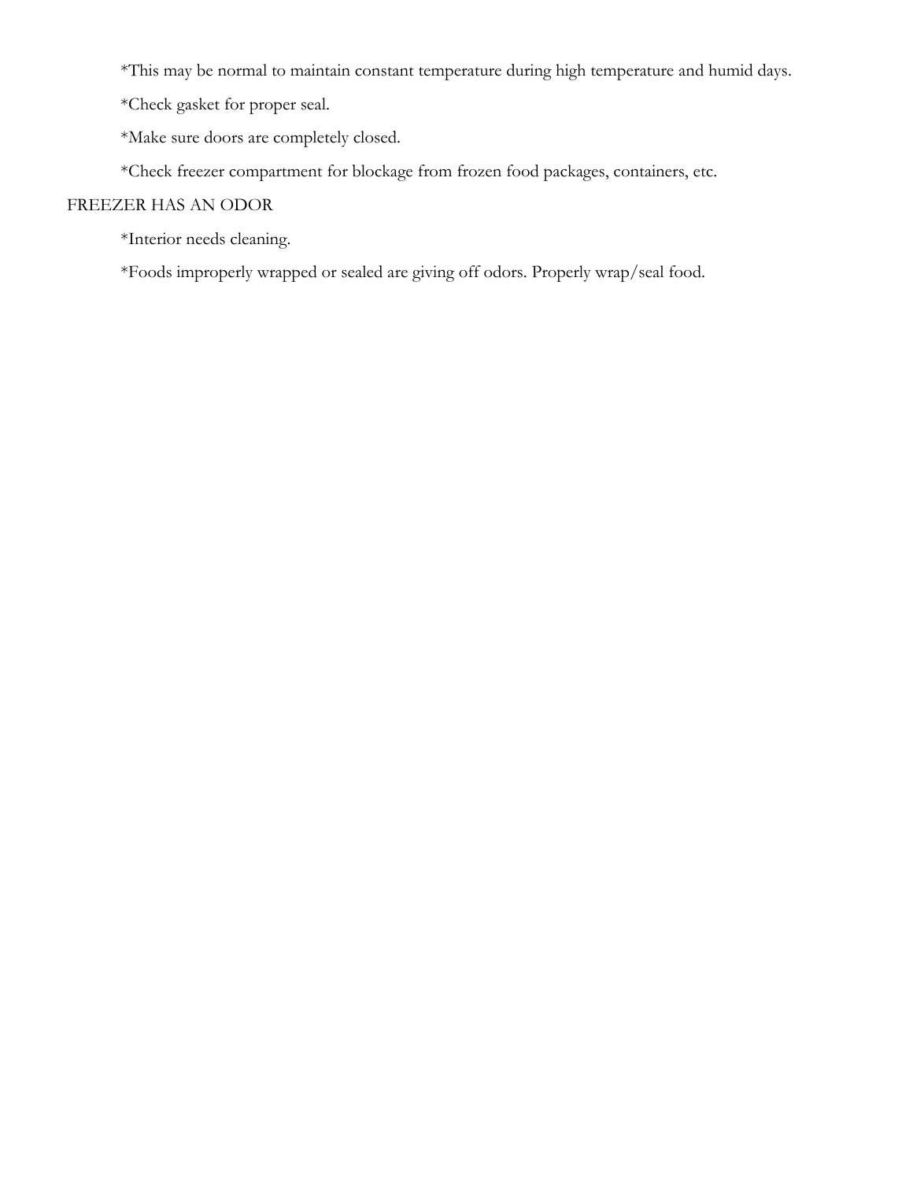*This may be normal to maintain constant temperature during high temperature and humid days.

*Check gasket for proper seal.

*Make sure doors are completely closed.

*Check freezer compartment for blockage from frozen food packages, containers, etc.

FREEZER HAS AN ODOR

*Interior needs cleaning.

*Foods improperly wrapped or sealed are giving off odors. Properly wrap/seal food.